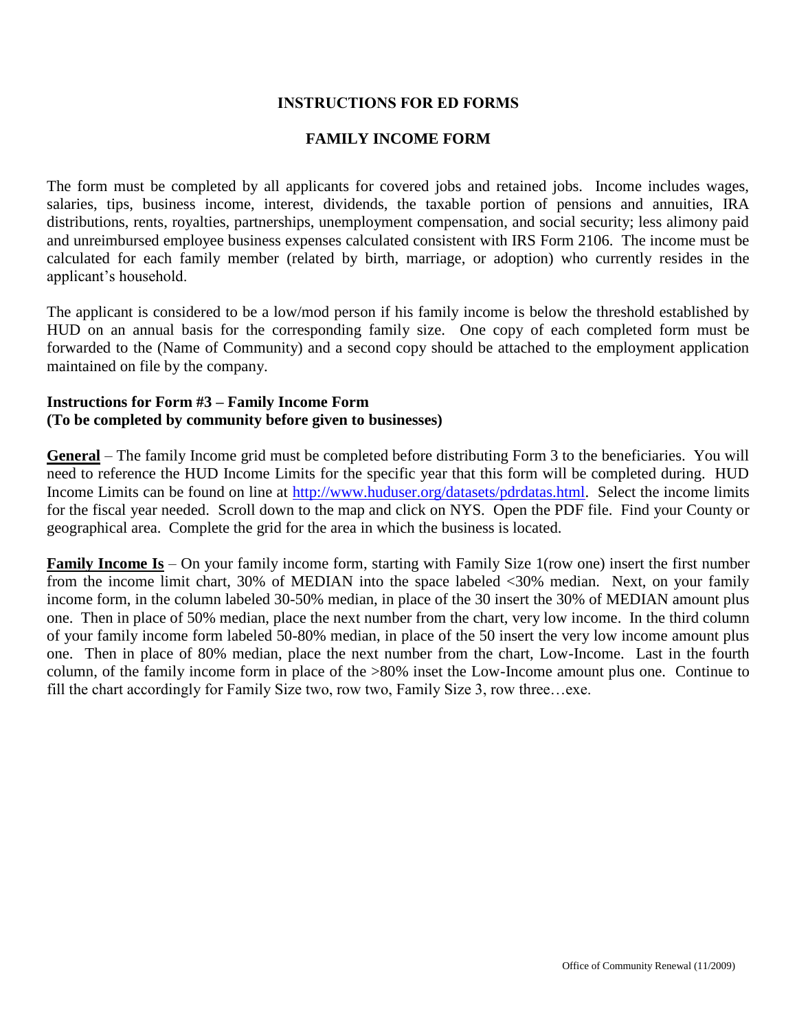# INSTRUCTIONS FOR ED FORMS

## FAMILY INCOME FORM

The form must be completed by all applicants for covered jobs and retained jobs. Income includes wages, salaries, tips, business income, interest, dividends, the taxable portion of pensions and annuities, IRA distributions, rents, royalties, partnerships, unemployment compensation, and social security; less alimony paid and unreimbursed employee business expenses calculated consistent with IRS Form 2106. The income must be calculated for each family member (related by birth, marriage, or adoption) who currently resides in the applicant's household.

The applicant is considered to be a low/mod person if his family income is below the threshold established by HUD on an annual basis for the corresponding family size. One copy of each completed form must be forwarded to the (Name of Community) and a second copy should be attached to the employment application maintained on file by the company.

**Instructions for Form #3 – Family Income Form**
**(To be completed by community before given to businesses)**

**General** – The family Income grid must be completed before distributing Form 3 to the beneficiaries. You will need to reference the HUD Income Limits for the specific year that this form will be completed during. HUD Income Limits can be found on line at http://www.huduser.org/datasets/pdrdatas.html. Select the income limits for the fiscal year needed. Scroll down to the map and click on NYS. Open the PDF file. Find your County or geographical area. Complete the grid for the area in which the business is located.

**Family Income Is** – On your family income form, starting with Family Size 1(row one) insert the first number from the income limit chart, 30% of MEDIAN into the space labeled <30% median. Next, on your family income form, in the column labeled 30-50% median, in place of the 30 insert the 30% of MEDIAN amount plus one. Then in place of 50% median, place the next number from the chart, very low income. In the third column of your family income form labeled 50-80% median, in place of the 50 insert the very low income amount plus one. Then in place of 80% median, place the next number from the chart, Low-Income. Last in the fourth column, of the family income form in place of the >80% inset the Low-Income amount plus one. Continue to fill the chart accordingly for Family Size two, row two, Family Size 3, row three…exe.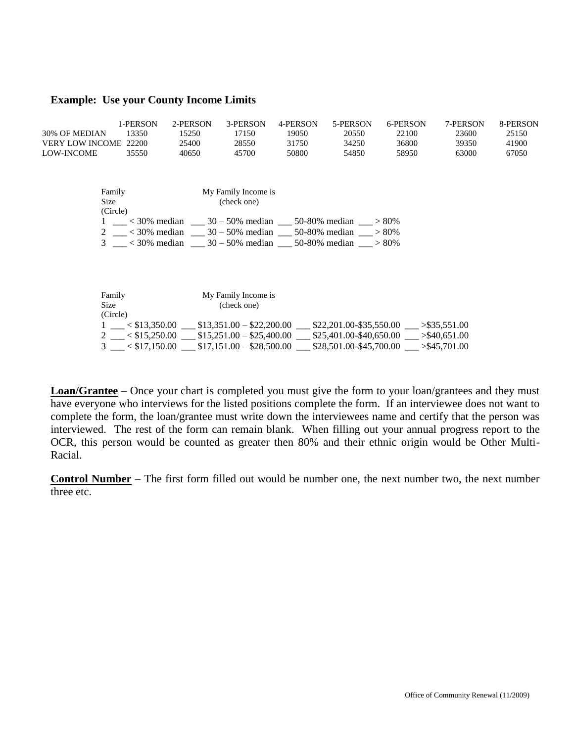**Example: Use your County Income Limits**

| | 1-PERSON | 2-PERSON | 3-PERSON | 4-PERSON | 5-PERSON | 6-PERSON | 7-PERSON | 8-PERSON |
|---|---|---|---|---|---|---|---|---|
| 30% OF MEDIAN | 13350 | 15250 | 17150 | 19050 | 20550 | 22100 | 23600 | 25150 |
| VERY LOW INCOME | 22200 | 25400 | 28550 | 31750 | 34250 | 36800 | 39350 | 41900 |
| LOW-INCOME | 35550 | 40650 | 45700 | 50800 | 54850 | 58950 | 63000 | 67050 |

| Family Size (Circle) | My Family Income is (check one) | | | |
|---|---|---|---|---|
| 1 | ___ < 30% median | ___ 30 – 50% median | ___ 50-80% median | ___ > 80% |
| 2 | ___ < 30% median | ___ 30 – 50% median | ___ 50-80% median | ___ > 80% |
| 3 | ___ < 30% median | ___ 30 – 50% median | ___ 50-80% median | ___ > 80% |

| Family Size (Circle) | My Family Income is (check one) | | | |
|---|---|---|---|---|
| 1 | ___ < $13,350.00 | ___ $13,351.00 – $22,200.00 | ___ $22,201.00-$35,550.00 | ___ >$35,551.00 |
| 2 | ___ < $15,250.00 | ___ $15,251.00 – $25,400.00 | ___ $25,401.00-$40,650.00 | ___ >$40,651.00 |
| 3 | ___ < $17,150.00 | ___ $17,151.00 – $28,500.00 | ___ $28,501.00-$45,700.00 | ___ >$45,701.00 |

**Loan/Grantee** – Once your chart is completed you must give the form to your loan/grantees and they must have everyone who interviews for the listed positions complete the form. If an interviewee does not want to complete the form, the loan/grantee must write down the interviewees name and certify that the person was interviewed. The rest of the form can remain blank. When filling out your annual progress report to the OCR, this person would be counted as greater then 80% and their ethnic origin would be Other Multi-Racial.

**Control Number** – The first form filled out would be number one, the next number two, the next number three etc.

Office of Community Renewal (11/2009)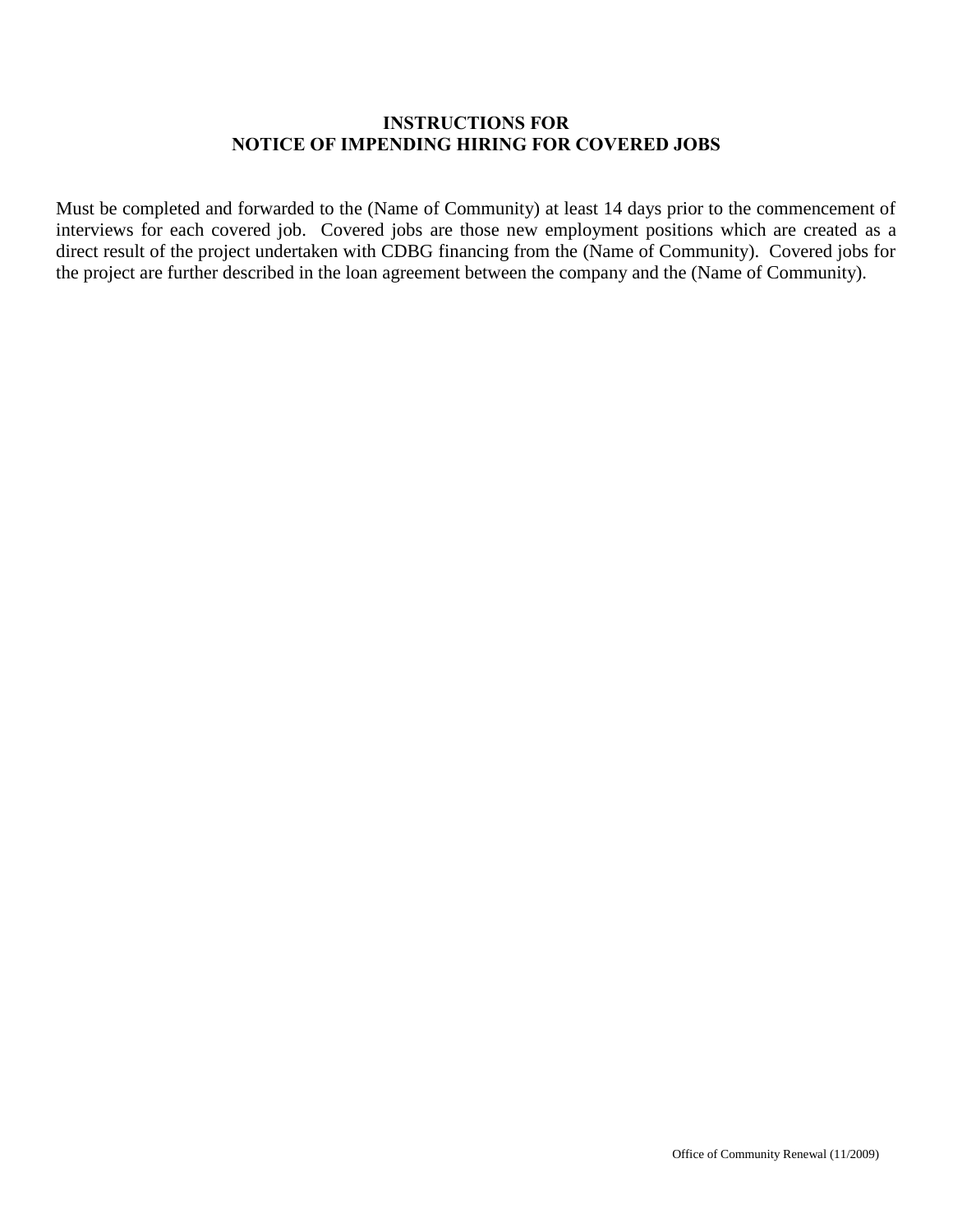# INSTRUCTIONS FOR NOTICE OF IMPENDING HIRING FOR COVERED JOBS

Must be completed and forwarded to the (Name of Community) at least 14 days prior to the commencement of interviews for each covered job. Covered jobs are those new employment positions which are created as a direct result of the project undertaken with CDBG financing from the (Name of Community). Covered jobs for the project are further described in the loan agreement between the company and the (Name of Community).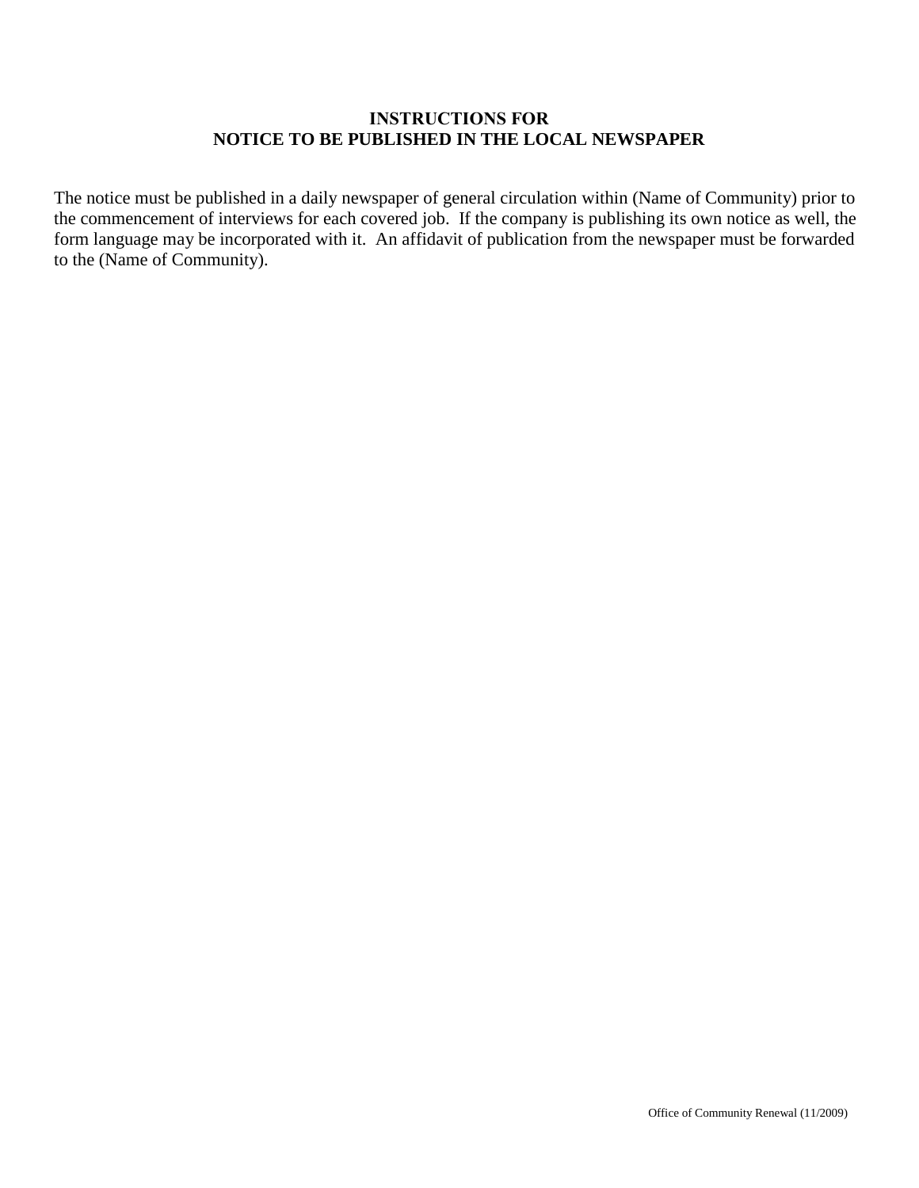**INSTRUCTIONS FOR**
**NOTICE TO BE PUBLISHED IN THE LOCAL NEWSPAPER**

The notice must be published in a daily newspaper of general circulation within (Name of Community) prior to the commencement of interviews for each covered job. If the company is publishing its own notice as well, the form language may be incorporated with it. An affidavit of publication from the newspaper must be forwarded to the (Name of Community).

Office of Community Renewal (11/2009)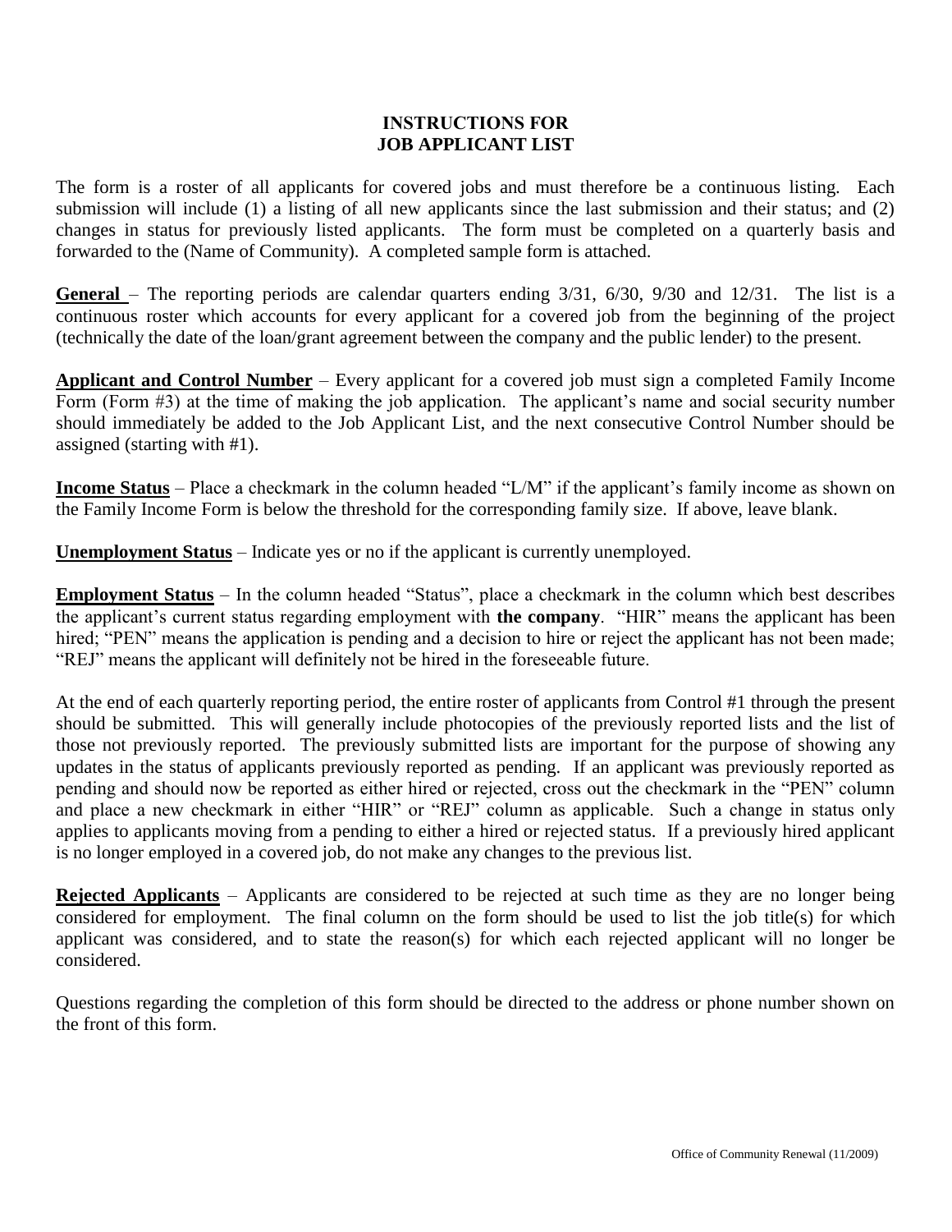# INSTRUCTIONS FOR JOB APPLICANT LIST

The form is a roster of all applicants for covered jobs and must therefore be a continuous listing. Each submission will include (1) a listing of all new applicants since the last submission and their status; and (2) changes in status for previously listed applicants. The form must be completed on a quarterly basis and forwarded to the (Name of Community). A completed sample form is attached.

**General** – The reporting periods are calendar quarters ending 3/31, 6/30, 9/30 and 12/31. The list is a continuous roster which accounts for every applicant for a covered job from the beginning of the project (technically the date of the loan/grant agreement between the company and the public lender) to the present.

**Applicant and Control Number** – Every applicant for a covered job must sign a completed Family Income Form (Form #3) at the time of making the job application. The applicant's name and social security number should immediately be added to the Job Applicant List, and the next consecutive Control Number should be assigned (starting with #1).

**Income Status** – Place a checkmark in the column headed "L/M" if the applicant's family income as shown on the Family Income Form is below the threshold for the corresponding family size. If above, leave blank.

**Unemployment Status** – Indicate yes or no if the applicant is currently unemployed.

**Employment Status** – In the column headed "Status", place a checkmark in the column which best describes the applicant's current status regarding employment with **the company**. "HIR" means the applicant has been hired; "PEN" means the application is pending and a decision to hire or reject the applicant has not been made; "REJ" means the applicant will definitely not be hired in the foreseeable future.

At the end of each quarterly reporting period, the entire roster of applicants from Control #1 through the present should be submitted. This will generally include photocopies of the previously reported lists and the list of those not previously reported. The previously submitted lists are important for the purpose of showing any updates in the status of applicants previously reported as pending. If an applicant was previously reported as pending and should now be reported as either hired or rejected, cross out the checkmark in the "PEN" column and place a new checkmark in either "HIR" or "REJ" column as applicable. Such a change in status only applies to applicants moving from a pending to either a hired or rejected status. If a previously hired applicant is no longer employed in a covered job, do not make any changes to the previous list.

**Rejected Applicants** – Applicants are considered to be rejected at such time as they are no longer being considered for employment. The final column on the form should be used to list the job title(s) for which applicant was considered, and to state the reason(s) for which each rejected applicant will no longer be considered.

Questions regarding the completion of this form should be directed to the address or phone number shown on the front of this form.

Office of Community Renewal (11/2009)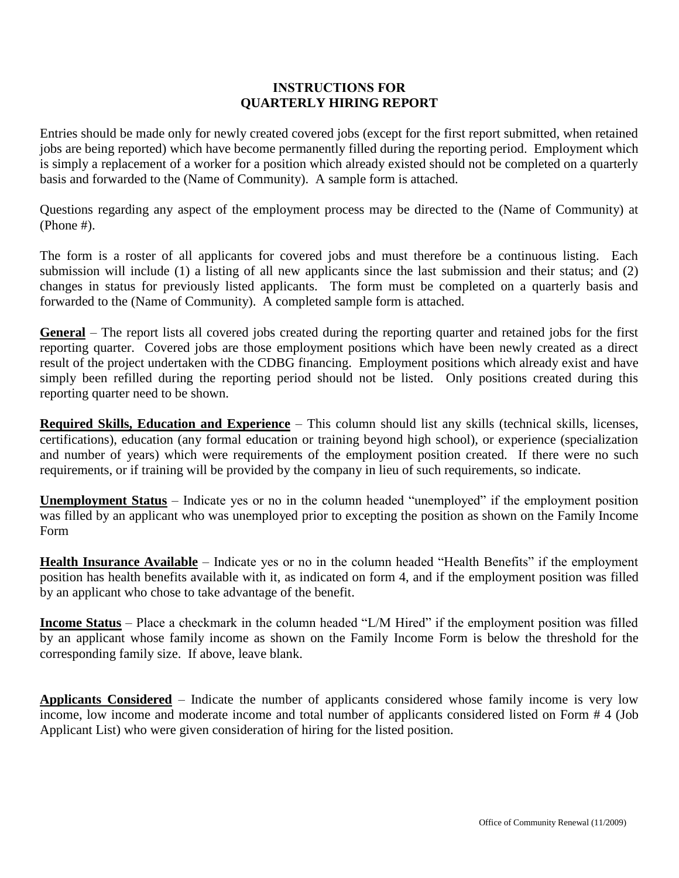# INSTRUCTIONS FOR QUARTERLY HIRING REPORT

Entries should be made only for newly created covered jobs (except for the first report submitted, when retained jobs are being reported) which have become permanently filled during the reporting period. Employment which is simply a replacement of a worker for a position which already existed should not be completed on a quarterly basis and forwarded to the (Name of Community). A sample form is attached.

Questions regarding any aspect of the employment process may be directed to the (Name of Community) at (Phone #).

The form is a roster of all applicants for covered jobs and must therefore be a continuous listing. Each submission will include (1) a listing of all new applicants since the last submission and their status; and (2) changes in status for previously listed applicants. The form must be completed on a quarterly basis and forwarded to the (Name of Community). A completed sample form is attached.

**General** – The report lists all covered jobs created during the reporting quarter and retained jobs for the first reporting quarter. Covered jobs are those employment positions which have been newly created as a direct result of the project undertaken with the CDBG financing. Employment positions which already exist and have simply been refilled during the reporting period should not be listed. Only positions created during this reporting quarter need to be shown.

**Required Skills, Education and Experience** – This column should list any skills (technical skills, licenses, certifications), education (any formal education or training beyond high school), or experience (specialization and number of years) which were requirements of the employment position created. If there were no such requirements, or if training will be provided by the company in lieu of such requirements, so indicate.

**Unemployment Status** – Indicate yes or no in the column headed "unemployed" if the employment position was filled by an applicant who was unemployed prior to excepting the position as shown on the Family Income Form

**Health Insurance Available** – Indicate yes or no in the column headed "Health Benefits" if the employment position has health benefits available with it, as indicated on form 4, and if the employment position was filled by an applicant who chose to take advantage of the benefit.

**Income Status** – Place a checkmark in the column headed "L/M Hired" if the employment position was filled by an applicant whose family income as shown on the Family Income Form is below the threshold for the corresponding family size. If above, leave blank.

**Applicants Considered** – Indicate the number of applicants considered whose family income is very low income, low income and moderate income and total number of applicants considered listed on Form # 4 (Job Applicant List) who were given consideration of hiring for the listed position.

Office of Community Renewal (11/2009)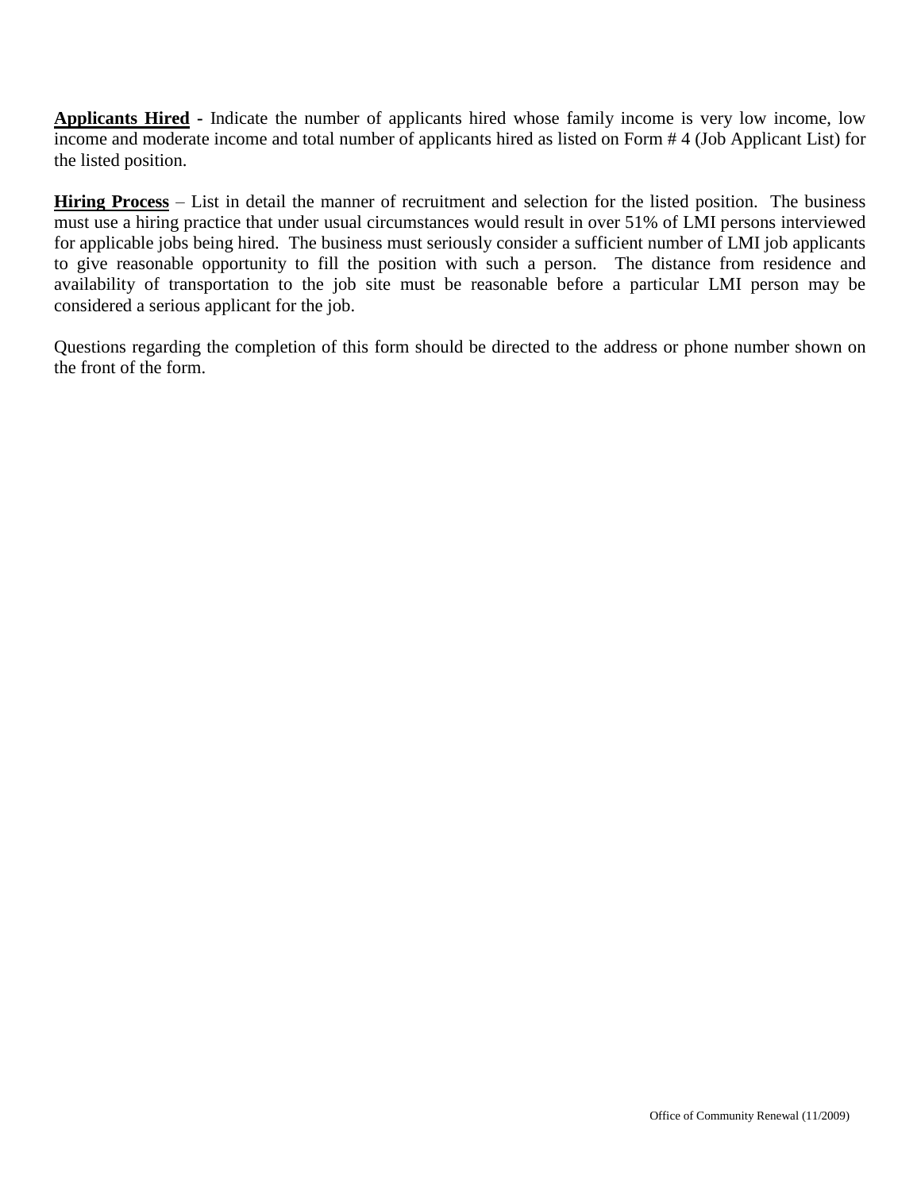**Applicants Hired** - Indicate the number of applicants hired whose family income is very low income, low income and moderate income and total number of applicants hired as listed on Form # 4 (Job Applicant List) for the listed position.

**Hiring Process** – List in detail the manner of recruitment and selection for the listed position. The business must use a hiring practice that under usual circumstances would result in over 51% of LMI persons interviewed for applicable jobs being hired. The business must seriously consider a sufficient number of LMI job applicants to give reasonable opportunity to fill the position with such a person. The distance from residence and availability of transportation to the job site must be reasonable before a particular LMI person may be considered a serious applicant for the job.

Questions regarding the completion of this form should be directed to the address or phone number shown on the front of the form.

Office of Community Renewal (11/2009)